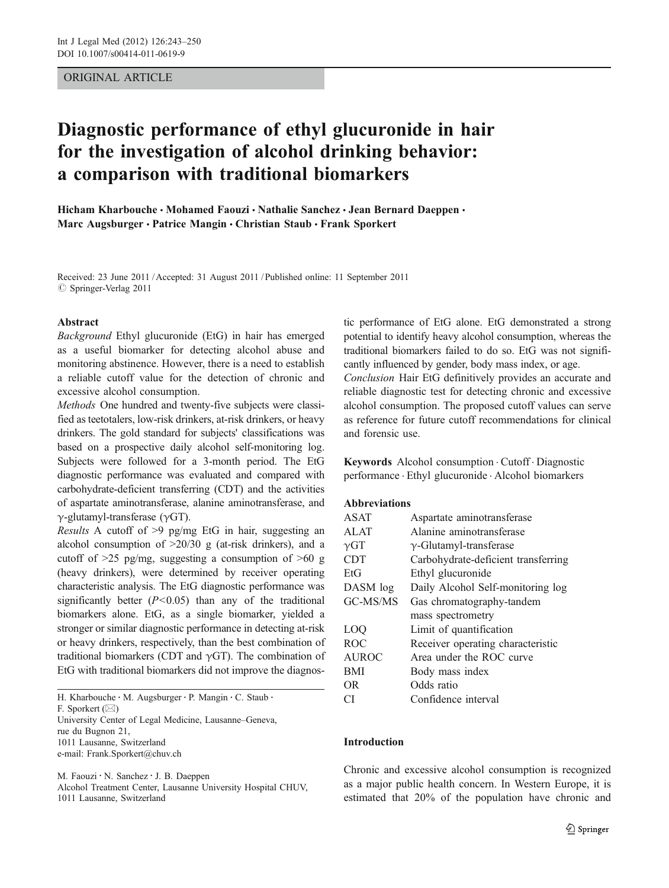ORIGINAL ARTICLE

# Diagnostic performance of ethyl glucuronide in hair for the investigation of alcohol drinking behavior: a comparison with traditional biomarkers

**Hicham Kharbouche · Mohamed Faouzi · Nathalie Sanchez · Jean Bernard Daeppen · Marc Augsburger · Patrice Mangin · Christian Staub · Frank Sporkert**

Received: 23 June 2011 / Accepted: 31 August 2011 / Published online: 11 September 2011
© Springer-Verlag 2011

## Abstract

*Background* Ethyl glucuronide (EtG) in hair has emerged as a useful biomarker for detecting alcohol abuse and monitoring abstinence. However, there is a need to establish a reliable cutoff value for the detection of chronic and excessive alcohol consumption.

*Methods* One hundred and twenty-five subjects were classified as teetotalers, low-risk drinkers, at-risk drinkers, or heavy drinkers. The gold standard for subjects' classifications was based on a prospective daily alcohol self-monitoring log. Subjects were followed for a 3-month period. The EtG diagnostic performance was evaluated and compared with carbohydrate-deficient transferring (CDT) and the activities of aspartate aminotransferase, alanine aminotransferase, and γ-glutamyl-transferase (γGT).

*Results* A cutoff of >9 pg/mg EtG in hair, suggesting an alcohol consumption of >20/30 g (at-risk drinkers), and a cutoff of >25 pg/mg, suggesting a consumption of >60 g (heavy drinkers), were determined by receiver operating characteristic analysis. The EtG diagnostic performance was significantly better ($P<0.05$) than any of the traditional biomarkers alone. EtG, as a single biomarker, yielded a stronger or similar diagnostic performance in detecting at-risk or heavy drinkers, respectively, than the best combination of traditional biomarkers (CDT and γGT). The combination of EtG with traditional biomarkers did not improve the diagnostic performance of EtG alone. EtG demonstrated a strong potential to identify heavy alcohol consumption, whereas the traditional biomarkers failed to do so. EtG was not significantly influenced by gender, body mass index, or age.

*Conclusion* Hair EtG definitively provides an accurate and reliable diagnostic test for detecting chronic and excessive alcohol consumption. The proposed cutoff values can serve as reference for future cutoff recommendations for clinical and forensic use.

**Keywords** Alcohol consumption · Cutoff · Diagnostic performance · Ethyl glucuronide · Alcohol biomarkers

**Abbreviations**

| | |
|---|---|
| ASAT | Aspartate aminotransferase |
| ALAT | Alanine aminotransferase |
| γGT | γ-Glutamyl-transferase |
| CDT | Carbohydrate-deficient transferring |
| EtG | Ethyl glucuronide |
| DASM log | Daily Alcohol Self-monitoring log |
| GC-MS/MS | Gas chromatography-tandem mass spectrometry |
| LOQ | Limit of quantification |
| ROC | Receiver operating characteristic |
| AUROC | Area under the ROC curve |
| BMI | Body mass index |
| OR | Odds ratio |
| CI | Confidence interval |

H. Kharbouche · M. Augsburger · P. Mangin · C. Staub · F. Sporkert (✉)
University Center of Legal Medicine, Lausanne–Geneva, rue du Bugnon 21, 1011 Lausanne, Switzerland
e-mail: Frank.Sporkert@chuv.ch

M. Faouzi · N. Sanchez · J. B. Daeppen
Alcohol Treatment Center, Lausanne University Hospital CHUV, 1011 Lausanne, Switzerland

## Introduction

Chronic and excessive alcohol consumption is recognized as a major public health concern. In Western Europe, it is estimated that 20% of the population have chronic and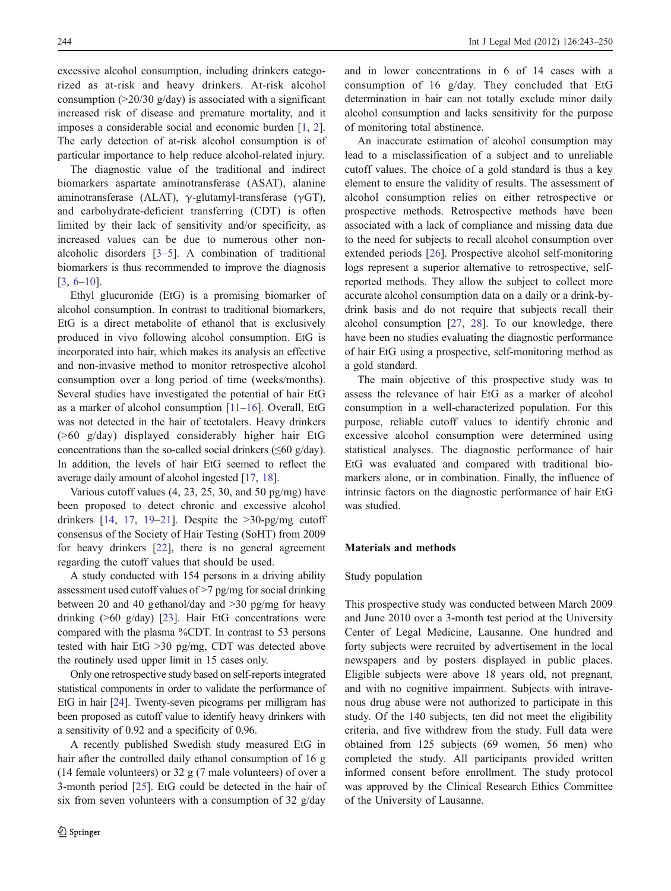excessive alcohol consumption, including drinkers categorized as at-risk and heavy drinkers. At-risk alcohol consumption (>20/30 g/day) is associated with a significant increased risk of disease and premature mortality, and it imposes a considerable social and economic burden [1, 2]. The early detection of at-risk alcohol consumption is of particular importance to help reduce alcohol-related injury.

The diagnostic value of the traditional and indirect biomarkers aspartate aminotransferase (ASAT), alanine aminotransferase (ALAT), γ-glutamyl-transferase (γGT), and carbohydrate-deficient transferring (CDT) is often limited by their lack of sensitivity and/or specificity, as increased values can be due to numerous other non-alcoholic disorders [3–5]. A combination of traditional biomarkers is thus recommended to improve the diagnosis [3, 6–10].

Ethyl glucuronide (EtG) is a promising biomarker of alcohol consumption. In contrast to traditional biomarkers, EtG is a direct metabolite of ethanol that is exclusively produced in vivo following alcohol consumption. EtG is incorporated into hair, which makes its analysis an effective and non-invasive method to monitor retrospective alcohol consumption over a long period of time (weeks/months). Several studies have investigated the potential of hair EtG as a marker of alcohol consumption [11–16]. Overall, EtG was not detected in the hair of teetotalers. Heavy drinkers (>60 g/day) displayed considerably higher hair EtG concentrations than the so-called social drinkers (≤60 g/day). In addition, the levels of hair EtG seemed to reflect the average daily amount of alcohol ingested [17, 18].

Various cutoff values (4, 23, 25, 30, and 50 pg/mg) have been proposed to detect chronic and excessive alcohol drinkers [14, 17, 19–21]. Despite the >30-pg/mg cutoff consensus of the Society of Hair Testing (SoHT) from 2009 for heavy drinkers [22], there is no general agreement regarding the cutoff values that should be used.

A study conducted with 154 persons in a driving ability assessment used cutoff values of >7 pg/mg for social drinking between 20 and 40 gethanol/day and >30 pg/mg for heavy drinking (>60 g/day) [23]. Hair EtG concentrations were compared with the plasma %CDT. In contrast to 53 persons tested with hair EtG >30 pg/mg, CDT was detected above the routinely used upper limit in 15 cases only.

Only one retrospective study based on self-reports integrated statistical components in order to validate the performance of EtG in hair [24]. Twenty-seven picograms per milligram has been proposed as cutoff value to identify heavy drinkers with a sensitivity of 0.92 and a specificity of 0.96.

A recently published Swedish study measured EtG in hair after the controlled daily ethanol consumption of 16 g (14 female volunteers) or 32 g (7 male volunteers) of over a 3-month period [25]. EtG could be detected in the hair of six from seven volunteers with a consumption of 32 g/day and in lower concentrations in 6 of 14 cases with a consumption of 16 g/day. They concluded that EtG determination in hair can not totally exclude minor daily alcohol consumption and lacks sensitivity for the purpose of monitoring total abstinence.

An inaccurate estimation of alcohol consumption may lead to a misclassification of a subject and to unreliable cutoff values. The choice of a gold standard is thus a key element to ensure the validity of results. The assessment of alcohol consumption relies on either retrospective or prospective methods. Retrospective methods have been associated with a lack of compliance and missing data due to the need for subjects to recall alcohol consumption over extended periods [26]. Prospective alcohol self-monitoring logs represent a superior alternative to retrospective, self-reported methods. They allow the subject to collect more accurate alcohol consumption data on a daily or a drink-by-drink basis and do not require that subjects recall their alcohol consumption [27, 28]. To our knowledge, there have been no studies evaluating the diagnostic performance of hair EtG using a prospective, self-monitoring method as a gold standard.

The main objective of this prospective study was to assess the relevance of hair EtG as a marker of alcohol consumption in a well-characterized population. For this purpose, reliable cutoff values to identify chronic and excessive alcohol consumption were determined using statistical analyses. The diagnostic performance of hair EtG was evaluated and compared with traditional biomarkers alone, or in combination. Finally, the influence of intrinsic factors on the diagnostic performance of hair EtG was studied.

## Materials and methods

### Study population

This prospective study was conducted between March 2009 and June 2010 over a 3-month test period at the University Center of Legal Medicine, Lausanne. One hundred and forty subjects were recruited by advertisement in the local newspapers and by posters displayed in public places. Eligible subjects were above 18 years old, not pregnant, and with no cognitive impairment. Subjects with intravenous drug abuse were not authorized to participate in this study. Of the 140 subjects, ten did not meet the eligibility criteria, and five withdrew from the study. Full data were obtained from 125 subjects (69 women, 56 men) who completed the study. All participants provided written informed consent before enrollment. The study protocol was approved by the Clinical Research Ethics Committee of the University of Lausanne.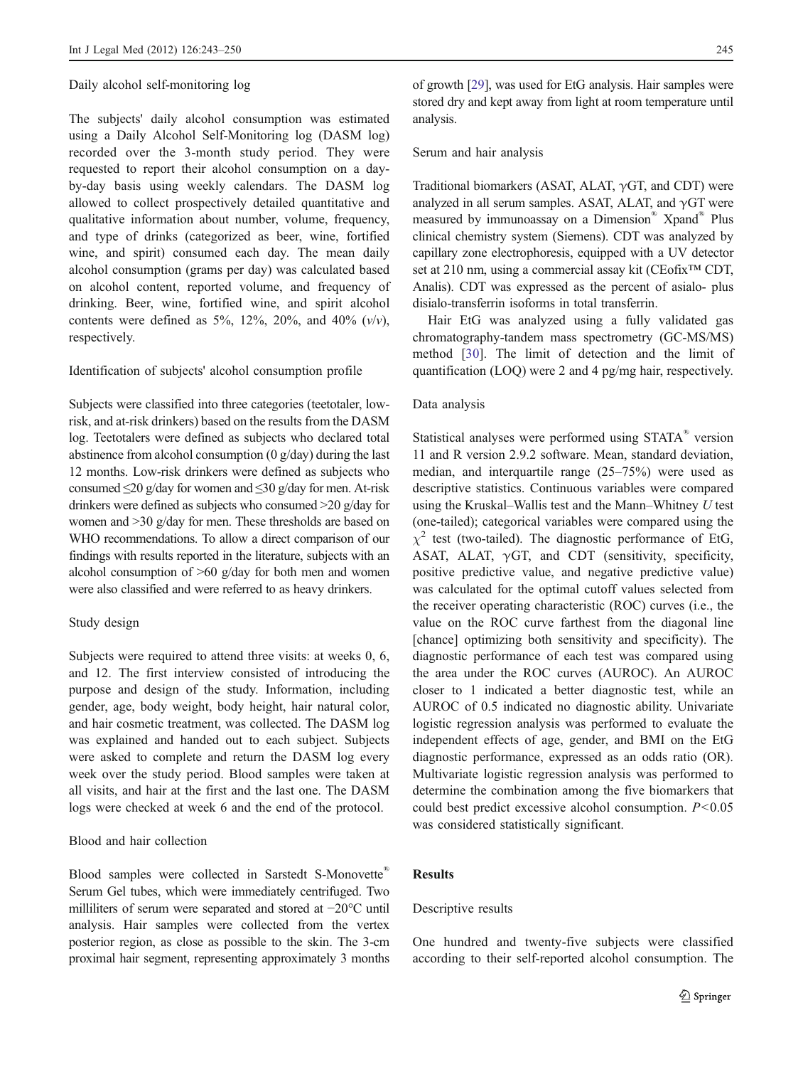### Daily alcohol self-monitoring log

The subjects' daily alcohol consumption was estimated using a Daily Alcohol Self-Monitoring log (DASM log) recorded over the 3-month study period. They were requested to report their alcohol consumption on a day-by-day basis using weekly calendars. The DASM log allowed to collect prospectively detailed quantitative and qualitative information about number, volume, frequency, and type of drinks (categorized as beer, wine, fortified wine, and spirit) consumed each day. The mean daily alcohol consumption (grams per day) was calculated based on alcohol content, reported volume, and frequency of drinking. Beer, wine, fortified wine, and spirit alcohol contents were defined as 5%, 12%, 20%, and 40% (*v*/*v*), respectively.

### Identification of subjects' alcohol consumption profile

Subjects were classified into three categories (teetotaler, low-risk, and at-risk drinkers) based on the results from the DASM log. Teetotalers were defined as subjects who declared total abstinence from alcohol consumption (0 g/day) during the last 12 months. Low-risk drinkers were defined as subjects who consumed ≤20 g/day for women and ≤30 g/day for men. At-risk drinkers were defined as subjects who consumed >20 g/day for women and >30 g/day for men. These thresholds are based on WHO recommendations. To allow a direct comparison of our findings with results reported in the literature, subjects with an alcohol consumption of >60 g/day for both men and women were also classified and were referred to as heavy drinkers.

### Study design

Subjects were required to attend three visits: at weeks 0, 6, and 12. The first interview consisted of introducing the purpose and design of the study. Information, including gender, age, body weight, body height, hair natural color, and hair cosmetic treatment, was collected. The DASM log was explained and handed out to each subject. Subjects were asked to complete and return the DASM log every week over the study period. Blood samples were taken at all visits, and hair at the first and the last one. The DASM logs were checked at week 6 and the end of the protocol.

### Blood and hair collection

Blood samples were collected in Sarstedt S-Monovette® Serum Gel tubes, which were immediately centrifuged. Two milliliters of serum were separated and stored at −20°C until analysis. Hair samples were collected from the vertex posterior region, as close as possible to the skin. The 3-cm proximal hair segment, representing approximately 3 months of growth [29], was used for EtG analysis. Hair samples were stored dry and kept away from light at room temperature until analysis.

### Serum and hair analysis

Traditional biomarkers (ASAT, ALAT, γGT, and CDT) were analyzed in all serum samples. ASAT, ALAT, and γGT were measured by immunoassay on a Dimension® Xpand® Plus clinical chemistry system (Siemens). CDT was analyzed by capillary zone electrophoresis, equipped with a UV detector set at 210 nm, using a commercial assay kit (CEofix™ CDT, Analis). CDT was expressed as the percent of asialo- plus disialo-transferrin isoforms in total transferrin.

Hair EtG was analyzed using a fully validated gas chromatography-tandem mass spectrometry (GC-MS/MS) method [30]. The limit of detection and the limit of quantification (LOQ) were 2 and 4 pg/mg hair, respectively.

### Data analysis

Statistical analyses were performed using STATA® version 11 and R version 2.9.2 software. Mean, standard deviation, median, and interquartile range (25–75%) were used as descriptive statistics. Continuous variables were compared using the Kruskal–Wallis test and the Mann–Whitney *U* test (one-tailed); categorical variables were compared using the $\chi^2$ test (two-tailed). The diagnostic performance of EtG, ASAT, ALAT, γGT, and CDT (sensitivity, specificity, positive predictive value, and negative predictive value) was calculated for the optimal cutoff values selected from the receiver operating characteristic (ROC) curves (i.e., the value on the ROC curve farthest from the diagonal line [chance] optimizing both sensitivity and specificity). The diagnostic performance of each test was compared using the area under the ROC curves (AUROC). An AUROC closer to 1 indicated a better diagnostic test, while an AUROC of 0.5 indicated no diagnostic ability. Univariate logistic regression analysis was performed to evaluate the independent effects of age, gender, and BMI on the EtG diagnostic performance, expressed as an odds ratio (OR). Multivariate logistic regression analysis was performed to determine the combination among the five biomarkers that could best predict excessive alcohol consumption. $P<0.05$ was considered statistically significant.

## Results

### Descriptive results

One hundred and twenty-five subjects were classified according to their self-reported alcohol consumption. The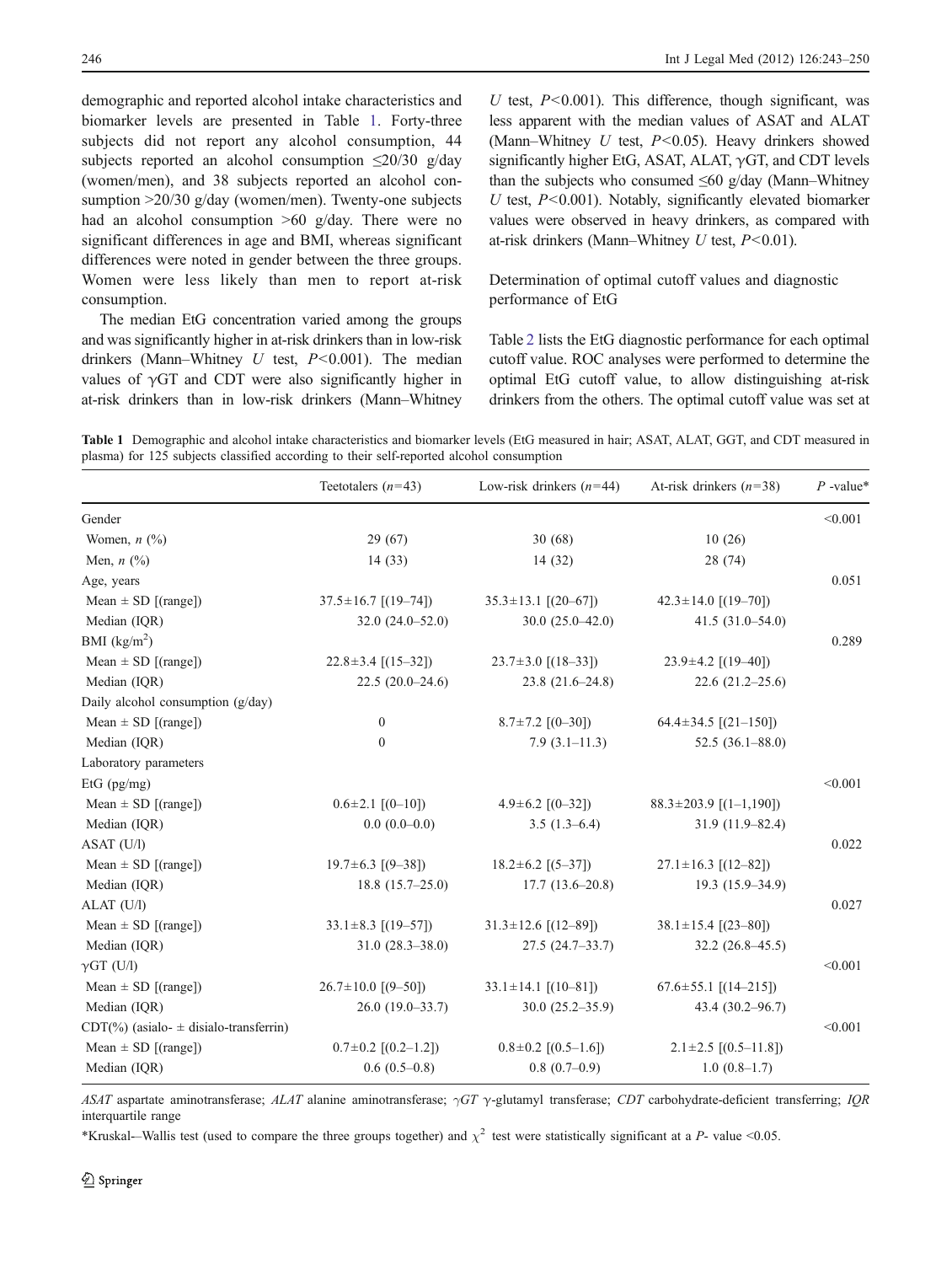demographic and reported alcohol intake characteristics and biomarker levels are presented in Table 1. Forty-three subjects did not report any alcohol consumption, 44 subjects reported an alcohol consumption ≤20/30 g/day (women/men), and 38 subjects reported an alcohol consumption >20/30 g/day (women/men). Twenty-one subjects had an alcohol consumption >60 g/day. There were no significant differences in age and BMI, whereas significant differences were noted in gender between the three groups. Women were less likely than men to report at-risk consumption.

The median EtG concentration varied among the groups and was significantly higher in at-risk drinkers than in low-risk drinkers (Mann–Whitney *U* test, $P<0.001$). The median values of γGT and CDT were also significantly higher in at-risk drinkers than in low-risk drinkers (Mann–Whitney *U* test, $P<0.001$). This difference, though significant, was less apparent with the median values of ASAT and ALAT (Mann–Whitney *U* test, $P<0.05$). Heavy drinkers showed significantly higher EtG, ASAT, ALAT, γGT, and CDT levels than the subjects who consumed ≤60 g/day (Mann–Whitney *U* test, $P<0.001$). Notably, significantly elevated biomarker values were observed in heavy drinkers, as compared with at-risk drinkers (Mann–Whitney *U* test, $P<0.01$).

### Determination of optimal cutoff values and diagnostic performance of EtG

Table 2 lists the EtG diagnostic performance for each optimal cutoff value. ROC analyses were performed to determine the optimal EtG cutoff value, to allow distinguishing at-risk drinkers from the others. The optimal cutoff value was set at

**Table 1** Demographic and alcohol intake characteristics and biomarker levels (EtG measured in hair; ASAT, ALAT, GGT, and CDT measured in plasma) for 125 subjects classified according to their self-reported alcohol consumption

| | Teetotalers ($n=43$) | Low-risk drinkers ($n=44$) | At-risk drinkers ($n=38$) | $P$ -value* |
|---|---|---|---|---|
| Gender | | | | <0.001 |
| Women, *n* (%) | 29 (67) | 30 (68) | 10 (26) | |
| Men, *n* (%) | 14 (33) | 14 (32) | 28 (74) | |
| Age, years | | | | 0.051 |
| Mean ± SD [(range]) | 37.5±16.7 [(19–74]) | 35.3±13.1 [(20–67]) | 42.3±14.0 [(19–70]) | |
| Median (IQR) | 32.0 (24.0–52.0) | 30.0 (25.0–42.0) | 41.5 (31.0–54.0) | |
| BMI (kg/m$^2$) | | | | 0.289 |
| Mean ± SD [(range]) | 22.8±3.4 [(15–32]) | 23.7±3.0 [(18–33]) | 23.9±4.2 [(19–40]) | |
| Median (IQR) | 22.5 (20.0–24.6) | 23.8 (21.6–24.8) | 22.6 (21.2–25.6) | |
| Daily alcohol consumption (g/day) | | | | |
| Mean ± SD [(range]) | 0 | 8.7±7.2 [(0–30]) | 64.4±34.5 [(21–150]) | |
| Median (IQR) | 0 | 7.9 (3.1–11.3) | 52.5 (36.1–88.0) | |
| Laboratory parameters | | | | |
| EtG (pg/mg) | | | | <0.001 |
| Mean ± SD [(range]) | 0.6±2.1 [(0–10]) | 4.9±6.2 [(0–32]) | 88.3±203.9 [(1–1,190]) | |
| Median (IQR) | 0.0 (0.0–0.0) | 3.5 (1.3–6.4) | 31.9 (11.9–82.4) | |
| ASAT (U/l) | | | | 0.022 |
| Mean ± SD [(range]) | 19.7±6.3 [(9–38]) | 18.2±6.2 [(5–37]) | 27.1±16.3 [(12–82]) | |
| Median (IQR) | 18.8 (15.7–25.0) | 17.7 (13.6–20.8) | 19.3 (15.9–34.9) | |
| ALAT (U/l) | | | | 0.027 |
| Mean ± SD [(range]) | 33.1±8.3 [(19–57]) | 31.3±12.6 [(12–89]) | 38.1±15.4 [(23–80]) | |
| Median (IQR) | 31.0 (28.3–38.0) | 27.5 (24.7–33.7) | 32.2 (26.8–45.5) | |
| γGT (U/l) | | | | <0.001 |
| Mean ± SD [(range]) | 26.7±10.0 [(9–50]) | 33.1±14.1 [(10–81]) | 67.6±55.1 [(14–215]) | |
| Median (IQR) | 26.0 (19.0–33.7) | 30.0 (25.2–35.9) | 43.4 (30.2–96.7) | |
| CDT(%) (asialo- ± disialo-transferrin) | | | | <0.001 |
| Mean ± SD [(range]) | 0.7±0.2 [(0.2–1.2]) | 0.8±0.2 [(0.5–1.6]) | 2.1±2.5 [(0.5–11.8]) | |
| Median (IQR) | 0.6 (0.5–0.8) | 0.8 (0.7–0.9) | 1.0 (0.8–1.7) | |

*ASAT* aspartate aminotransferase; *ALAT* alanine aminotransferase; *γGT* γ-glutamyl transferase; *CDT* carbohydrate-deficient transferring; *IQR* interquartile range

*Kruskal-–Wallis test (used to compare the three groups together) and $\chi^2$ test were statistically significant at a *P*- value <0.05.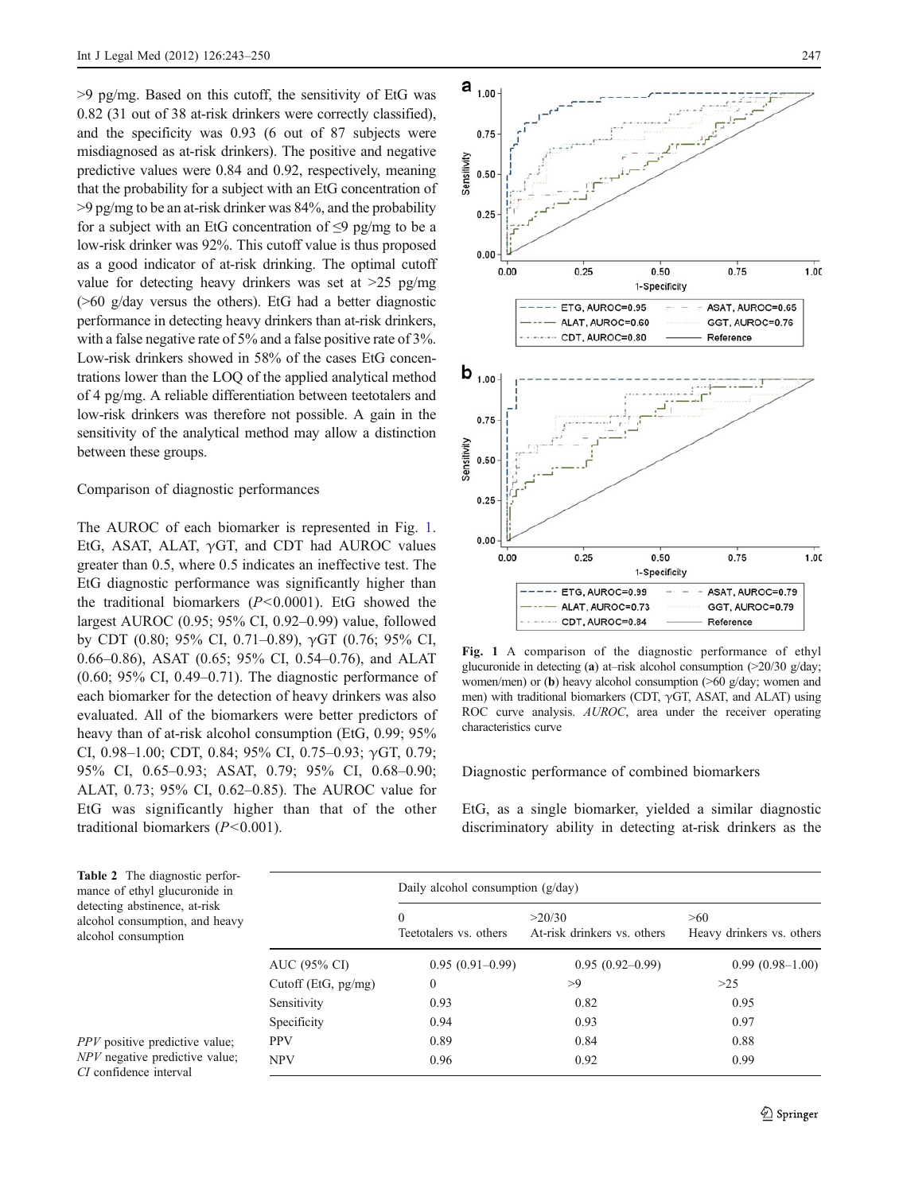>9 pg/mg. Based on this cutoff, the sensitivity of EtG was 0.82 (31 out of 38 at-risk drinkers were correctly classified), and the specificity was 0.93 (6 out of 87 subjects were misdiagnosed as at-risk drinkers). The positive and negative predictive values were 0.84 and 0.92, respectively, meaning that the probability for a subject with an EtG concentration of >9 pg/mg to be an at-risk drinker was 84%, and the probability for a subject with an EtG concentration of ≤9 pg/mg to be a low-risk drinker was 92%. This cutoff value is thus proposed as a good indicator of at-risk drinking. The optimal cutoff value for detecting heavy drinkers was set at >25 pg/mg (>60 g/day versus the others). EtG had a better diagnostic performance in detecting heavy drinkers than at-risk drinkers, with a false negative rate of 5% and a false positive rate of 3%. Low-risk drinkers showed in 58% of the cases EtG concentrations lower than the LOQ of the applied analytical method of 4 pg/mg. A reliable differentiation between teetotalers and low-risk drinkers was therefore not possible. A gain in the sensitivity of the analytical method may allow a distinction between these groups.

### Comparison of diagnostic performances

The AUROC of each biomarker is represented in Fig. 1. EtG, ASAT, ALAT, γGT, and CDT had AUROC values greater than 0.5, where 0.5 indicates an ineffective test. The EtG diagnostic performance was significantly higher than the traditional biomarkers ($P<0.0001$). EtG showed the largest AUROC (0.95; 95% CI, 0.92–0.99) value, followed by CDT (0.80; 95% CI, 0.71–0.89), γGT (0.76; 95% CI, 0.66–0.86), ASAT (0.65; 95% CI, 0.54–0.76), and ALAT (0.60; 95% CI, 0.49–0.71). The diagnostic performance of each biomarker for the detection of heavy drinkers was also evaluated. All of the biomarkers were better predictors of heavy than of at-risk alcohol consumption (EtG, 0.99; 95% CI, 0.98–1.00; CDT, 0.84; 95% CI, 0.75–0.93; γGT, 0.79; 95% CI, 0.65–0.93; ASAT, 0.79; 95% CI, 0.68–0.90; ALAT, 0.73; 95% CI, 0.62–0.85). The AUROC value for EtG was significantly higher than that of the other traditional biomarkers ($P<0.001$).

**Fig. 1** A comparison of the diagnostic performance of ethyl glucuronide in detecting (**a**) at–risk alcohol consumption (>20/30 g/day; women/men) or (**b**) heavy alcohol consumption (>60 g/day; women and men) with traditional biomarkers (CDT, γGT, ASAT, and ALAT) using ROC curve analysis. *AUROC*, area under the receiver operating characteristics curve

### Diagnostic performance of combined biomarkers

EtG, as a single biomarker, yielded a similar diagnostic discriminatory ability in detecting at-risk drinkers as the

**Table 2** The diagnostic performance of ethyl glucuronide in detecting abstinence, at-risk alcohol consumption, and heavy alcohol consumption

| | Daily alcohol consumption (g/day) | | |
|---|---|---|---|
| | 0<br>Teetotalers vs. others | >20/30<br>At-risk drinkers vs. others | >60<br>Heavy drinkers vs. others |
| AUC (95% CI) | 0.95 (0.91–0.99) | 0.95 (0.92–0.99) | 0.99 (0.98–1.00) |
| Cutoff (EtG, pg/mg) | 0 | >9 | >25 |
| Sensitivity | 0.93 | 0.82 | 0.95 |
| Specificity | 0.94 | 0.93 | 0.97 |
| PPV | 0.89 | 0.84 | 0.88 |
| NPV | 0.96 | 0.92 | 0.99 |

*PPV* positive predictive value; *NPV* negative predictive value; *CI* confidence interval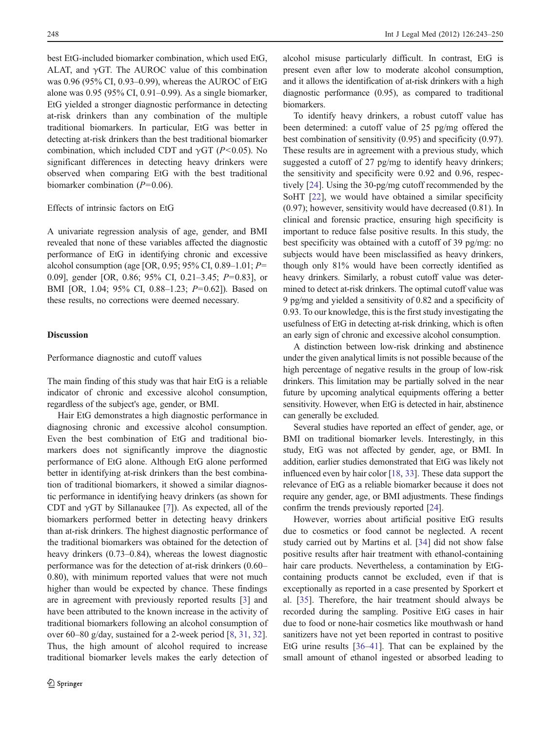best EtG-included biomarker combination, which used EtG, ALAT, and γGT. The AUROC value of this combination was 0.96 (95% CI, 0.93–0.99), whereas the AUROC of EtG alone was 0.95 (95% CI, 0.91–0.99). As a single biomarker, EtG yielded a stronger diagnostic performance in detecting at-risk drinkers than any combination of the multiple traditional biomarkers. In particular, EtG was better in detecting at-risk drinkers than the best traditional biomarker combination, which included CDT and γGT ($P<0.05$). No significant differences in detecting heavy drinkers were observed when comparing EtG with the best traditional biomarker combination ($P=0.06$).

### Effects of intrinsic factors on EtG

A univariate regression analysis of age, gender, and BMI revealed that none of these variables affected the diagnostic performance of EtG in identifying chronic and excessive alcohol consumption (age [OR, 0.95; 95% CI, 0.89–1.01; $P=0.09$], gender [OR, 0.86; 95% CI, 0.21–3.45; $P=0.83$], or BMI [OR, 1.04; 95% CI, 0.88–1.23; $P=0.62$]). Based on these results, no corrections were deemed necessary.

## Discussion

### Performance diagnostic and cutoff values

The main finding of this study was that hair EtG is a reliable indicator of chronic and excessive alcohol consumption, regardless of the subject's age, gender, or BMI.

Hair EtG demonstrates a high diagnostic performance in diagnosing chronic and excessive alcohol consumption. Even the best combination of EtG and traditional biomarkers does not significantly improve the diagnostic performance of EtG alone. Although EtG alone performed better in identifying at-risk drinkers than the best combination of traditional biomarkers, it showed a similar diagnostic performance in identifying heavy drinkers (as shown for CDT and γGT by Sillanaukee [7]). As expected, all of the biomarkers performed better in detecting heavy drinkers than at-risk drinkers. The highest diagnostic performance of the traditional biomarkers was obtained for the detection of heavy drinkers (0.73–0.84), whereas the lowest diagnostic performance was for the detection of at-risk drinkers (0.60–0.80), with minimum reported values that were not much higher than would be expected by chance. These findings are in agreement with previously reported results [3] and have been attributed to the known increase in the activity of traditional biomarkers following an alcohol consumption of over 60–80 g/day, sustained for a 2-week period [8, 31, 32]. Thus, the high amount of alcohol required to increase traditional biomarker levels makes the early detection of alcohol misuse particularly difficult. In contrast, EtG is present even after low to moderate alcohol consumption, and it allows the identification of at-risk drinkers with a high diagnostic performance (0.95), as compared to traditional biomarkers.

To identify heavy drinkers, a robust cutoff value has been determined: a cutoff value of 25 pg/mg offered the best combination of sensitivity (0.95) and specificity (0.97). These results are in agreement with a previous study, which suggested a cutoff of 27 pg/mg to identify heavy drinkers; the sensitivity and specificity were 0.92 and 0.96, respectively [24]. Using the 30-pg/mg cutoff recommended by the SoHT [22], we would have obtained a similar specificity (0.97); however, sensitivity would have decreased (0.81). In clinical and forensic practice, ensuring high specificity is important to reduce false positive results. In this study, the best specificity was obtained with a cutoff of 39 pg/mg: no subjects would have been misclassified as heavy drinkers, though only 81% would have been correctly identified as heavy drinkers. Similarly, a robust cutoff value was determined to detect at-risk drinkers. The optimal cutoff value was 9 pg/mg and yielded a sensitivity of 0.82 and a specificity of 0.93. To our knowledge, this is the first study investigating the usefulness of EtG in detecting at-risk drinking, which is often an early sign of chronic and excessive alcohol consumption.

A distinction between low-risk drinking and abstinence under the given analytical limits is not possible because of the high percentage of negative results in the group of low-risk drinkers. This limitation may be partially solved in the near future by upcoming analytical equipments offering a better sensitivity. However, when EtG is detected in hair, abstinence can generally be excluded.

Several studies have reported an effect of gender, age, or BMI on traditional biomarker levels. Interestingly, in this study, EtG was not affected by gender, age, or BMI. In addition, earlier studies demonstrated that EtG was likely not influenced even by hair color [18, 33]. These data support the relevance of EtG as a reliable biomarker because it does not require any gender, age, or BMI adjustments. These findings confirm the trends previously reported [24].

However, worries about artificial positive EtG results due to cosmetics or food cannot be neglected. A recent study carried out by Martins et al. [34] did not show false positive results after hair treatment with ethanol-containing hair care products. Nevertheless, a contamination by EtG-containing products cannot be excluded, even if that is exceptionally as reported in a case presented by Sporkert et al. [35]. Therefore, the hair treatment should always be recorded during the sampling. Positive EtG cases in hair due to food or none-hair cosmetics like mouthwash or hand sanitizers have not yet been reported in contrast to positive EtG urine results [36–41]. That can be explained by the small amount of ethanol ingested or absorbed leading to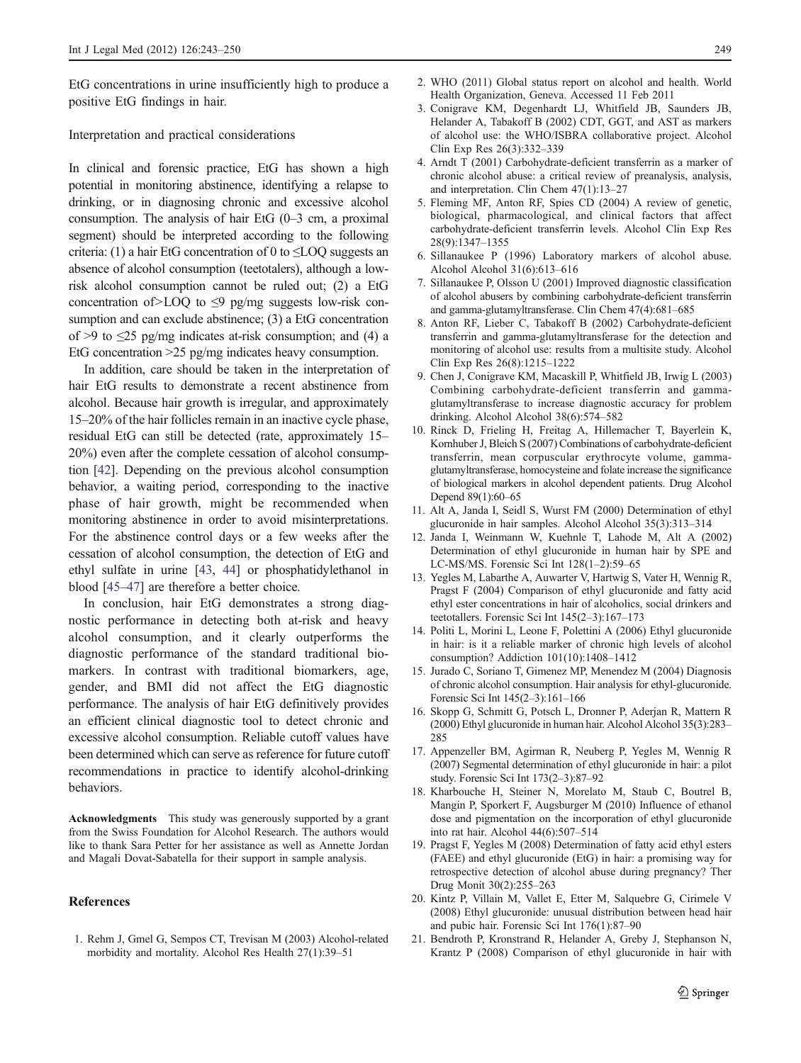EtG concentrations in urine insufficiently high to produce a positive EtG findings in hair.

### Interpretation and practical considerations

In clinical and forensic practice, EtG has shown a high potential in monitoring abstinence, identifying a relapse to drinking, or in diagnosing chronic and excessive alcohol consumption. The analysis of hair EtG (0–3 cm, a proximal segment) should be interpreted according to the following criteria: (1) a hair EtG concentration of 0 to ≤LOQ suggests an absence of alcohol consumption (teetotalers), although a low-risk alcohol consumption cannot be ruled out; (2) a EtG concentration of>LOQ to ≤9 pg/mg suggests low-risk consumption and can exclude abstinence; (3) a EtG concentration of >9 to ≤25 pg/mg indicates at-risk consumption; and (4) a EtG concentration >25 pg/mg indicates heavy consumption.

In addition, care should be taken in the interpretation of hair EtG results to demonstrate a recent abstinence from alcohol. Because hair growth is irregular, and approximately 15–20% of the hair follicles remain in an inactive cycle phase, residual EtG can still be detected (rate, approximately 15–20%) even after the complete cessation of alcohol consumption [42]. Depending on the previous alcohol consumption behavior, a waiting period, corresponding to the inactive phase of hair growth, might be recommended when monitoring abstinence in order to avoid misinterpretations. For the abstinence control days or a few weeks after the cessation of alcohol consumption, the detection of EtG and ethyl sulfate in urine [43, 44] or phosphatidylethanol in blood [45–47] are therefore a better choice.

In conclusion, hair EtG demonstrates a strong diagnostic performance in detecting both at-risk and heavy alcohol consumption, and it clearly outperforms the diagnostic performance of the standard traditional biomarkers. In contrast with traditional biomarkers, age, gender, and BMI did not affect the EtG diagnostic performance. The analysis of hair EtG definitively provides an efficient clinical diagnostic tool to detect chronic and excessive alcohol consumption. Reliable cutoff values have been determined which can serve as reference for future cutoff recommendations in practice to identify alcohol-drinking behaviors.

**Acknowledgments** This study was generously supported by a grant from the Swiss Foundation for Alcohol Research. The authors would like to thank Sara Petter for her assistance as well as Annette Jordan and Magali Dovat-Sabatella for their support in sample analysis.

## References

1. Rehm J, Gmel G, Sempos CT, Trevisan M (2003) Alcohol-related morbidity and mortality. Alcohol Res Health 27(1):39–51
2. WHO (2011) Global status report on alcohol and health. World Health Organization, Geneva. Accessed 11 Feb 2011
3. Conigrave KM, Degenhardt LJ, Whitfield JB, Saunders JB, Helander A, Tabakoff B (2002) CDT, GGT, and AST as markers of alcohol use: the WHO/ISBRA collaborative project. Alcohol Clin Exp Res 26(3):332–339
4. Arndt T (2001) Carbohydrate-deficient transferrin as a marker of chronic alcohol abuse: a critical review of preanalysis, analysis, and interpretation. Clin Chem 47(1):13–27
5. Fleming MF, Anton RF, Spies CD (2004) A review of genetic, biological, pharmacological, and clinical factors that affect carbohydrate-deficient transferrin levels. Alcohol Clin Exp Res 28(9):1347–1355
6. Sillanaukee P (1996) Laboratory markers of alcohol abuse. Alcohol Alcohol 31(6):613–616
7. Sillanaukee P, Olsson U (2001) Improved diagnostic classification of alcohol abusers by combining carbohydrate-deficient transferrin and gamma-glutamyltransferase. Clin Chem 47(4):681–685
8. Anton RF, Lieber C, Tabakoff B (2002) Carbohydrate-deficient transferrin and gamma-glutamyltransferase for the detection and monitoring of alcohol use: results from a multisite study. Alcohol Clin Exp Res 26(8):1215–1222
9. Chen J, Conigrave KM, Macaskill P, Whitfield JB, Irwig L (2003) Combining carbohydrate-deficient transferrin and gamma-glutamyltransferase to increase diagnostic accuracy for problem drinking. Alcohol Alcohol 38(6):574–582
10. Rinck D, Frieling H, Freitag A, Hillemacher T, Bayerlein K, Kornhuber J, Bleich S (2007) Combinations of carbohydrate-deficient transferrin, mean corpuscular erythrocyte volume, gamma-glutamyltransferase, homocysteine and folate increase the significance of biological markers in alcohol dependent patients. Drug Alcohol Depend 89(1):60–65
11. Alt A, Janda I, Seidl S, Wurst FM (2000) Determination of ethyl glucuronide in hair samples. Alcohol Alcohol 35(3):313–314
12. Janda I, Weinmann W, Kuehnle T, Lahode M, Alt A (2002) Determination of ethyl glucuronide in human hair by SPE and LC-MS/MS. Forensic Sci Int 128(1–2):59–65
13. Yegles M, Labarthe A, Auwarter V, Hartwig S, Vater H, Wennig R, Pragst F (2004) Comparison of ethyl glucuronide and fatty acid ethyl ester concentrations in hair of alcoholics, social drinkers and teetotallers. Forensic Sci Int 145(2–3):167–173
14. Politi L, Morini L, Leone F, Polettini A (2006) Ethyl glucuronide in hair: is it a reliable marker of chronic high levels of alcohol consumption? Addiction 101(10):1408–1412
15. Jurado C, Soriano T, Gimenez MP, Menendez M (2004) Diagnosis of chronic alcohol consumption. Hair analysis for ethyl-glucuronide. Forensic Sci Int 145(2–3):161–166
16. Skopp G, Schmitt G, Potsch L, Dronner P, Aderjan R, Mattern R (2000) Ethyl glucuronide in human hair. Alcohol Alcohol 35(3):283–285
17. Appenzeller BM, Agirman R, Neuberg P, Yegles M, Wennig R (2007) Segmental determination of ethyl glucuronide in hair: a pilot study. Forensic Sci Int 173(2–3):87–92
18. Kharbouche H, Steiner N, Morelato M, Staub C, Boutrel B, Mangin P, Sporkert F, Augsburger M (2010) Influence of ethanol dose and pigmentation on the incorporation of ethyl glucuronide into rat hair. Alcohol 44(6):507–514
19. Pragst F, Yegles M (2008) Determination of fatty acid ethyl esters (FAEE) and ethyl glucuronide (EtG) in hair: a promising way for retrospective detection of alcohol abuse during pregnancy? Ther Drug Monit 30(2):255–263
20. Kintz P, Villain M, Vallet E, Etter M, Salquebre G, Cirimele V (2008) Ethyl glucuronide: unusual distribution between head hair and pubic hair. Forensic Sci Int 176(1):87–90
21. Bendroth P, Kronstrand R, Helander A, Greby J, Stephanson N, Krantz P (2008) Comparison of ethyl glucuronide in hair with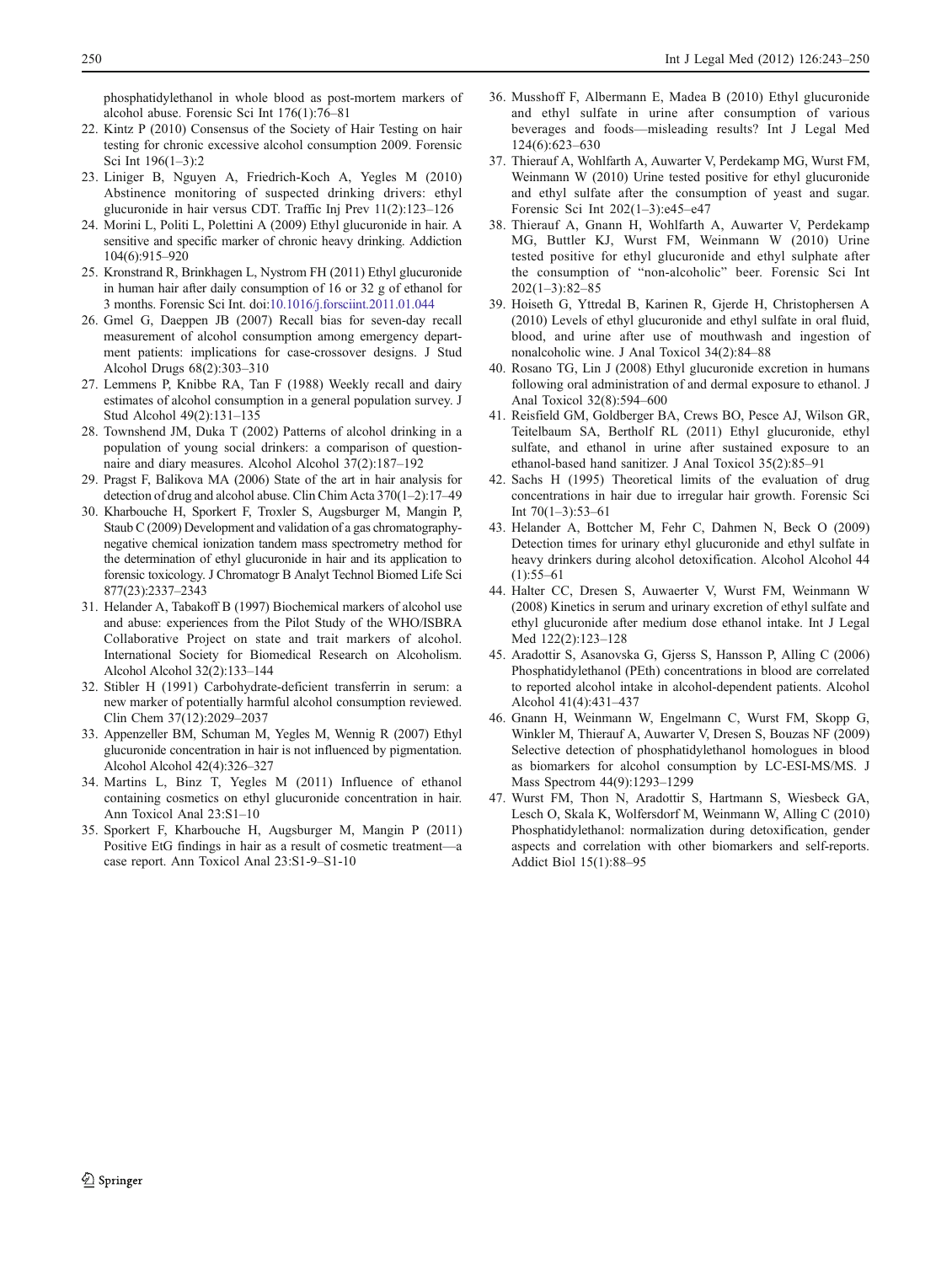phosphatidylethanol in whole blood as post-mortem markers of alcohol abuse. Forensic Sci Int 176(1):76–81

22. Kintz P (2010) Consensus of the Society of Hair Testing on hair testing for chronic excessive alcohol consumption 2009. Forensic Sci Int 196(1–3):2
23. Liniger B, Nguyen A, Friedrich-Koch A, Yegles M (2010) Abstinence monitoring of suspected drinking drivers: ethyl glucuronide in hair versus CDT. Traffic Inj Prev 11(2):123–126
24. Morini L, Politi L, Polettini A (2009) Ethyl glucuronide in hair. A sensitive and specific marker of chronic heavy drinking. Addiction 104(6):915–920
25. Kronstrand R, Brinkhagen L, Nystrom FH (2011) Ethyl glucuronide in human hair after daily consumption of 16 or 32 g of ethanol for 3 months. Forensic Sci Int. doi:10.1016/j.forsciint.2011.01.044
26. Gmel G, Daeppen JB (2007) Recall bias for seven-day recall measurement of alcohol consumption among emergency department patients: implications for case-crossover designs. J Stud Alcohol Drugs 68(2):303–310
27. Lemmens P, Knibbe RA, Tan F (1988) Weekly recall and dairy estimates of alcohol consumption in a general population survey. J Stud Alcohol 49(2):131–135
28. Townshend JM, Duka T (2002) Patterns of alcohol drinking in a population of young social drinkers: a comparison of questionnaire and diary measures. Alcohol Alcohol 37(2):187–192
29. Pragst F, Balikova MA (2006) State of the art in hair analysis for detection of drug and alcohol abuse. Clin Chim Acta 370(1–2):17–49
30. Kharbouche H, Sporkert F, Troxler S, Augsburger M, Mangin P, Staub C (2009) Development and validation of a gas chromatography-negative chemical ionization tandem mass spectrometry method for the determination of ethyl glucuronide in hair and its application to forensic toxicology. J Chromatogr B Analyt Technol Biomed Life Sci 877(23):2337–2343
31. Helander A, Tabakoff B (1997) Biochemical markers of alcohol use and abuse: experiences from the Pilot Study of the WHO/ISBRA Collaborative Project on state and trait markers of alcohol. International Society for Biomedical Research on Alcoholism. Alcohol Alcohol 32(2):133–144
32. Stibler H (1991) Carbohydrate-deficient transferrin in serum: a new marker of potentially harmful alcohol consumption reviewed. Clin Chem 37(12):2029–2037
33. Appenzeller BM, Schuman M, Yegles M, Wennig R (2007) Ethyl glucuronide concentration in hair is not influenced by pigmentation. Alcohol Alcohol 42(4):326–327
34. Martins L, Binz T, Yegles M (2011) Influence of ethanol containing cosmetics on ethyl glucuronide concentration in hair. Ann Toxicol Anal 23:S1–10
35. Sporkert F, Kharbouche H, Augsburger M, Mangin P (2011) Positive EtG findings in hair as a result of cosmetic treatment—a case report. Ann Toxicol Anal 23:S1-9–S1-10
36. Musshoff F, Albermann E, Madea B (2010) Ethyl glucuronide and ethyl sulfate in urine after consumption of various beverages and foods—misleading results? Int J Legal Med 124(6):623–630
37. Thierauf A, Wohlfarth A, Auwarter V, Perdekamp MG, Wurst FM, Weinmann W (2010) Urine tested positive for ethyl glucuronide and ethyl sulfate after the consumption of yeast and sugar. Forensic Sci Int 202(1–3):e45–e47
38. Thierauf A, Gnann H, Wohlfarth A, Auwarter V, Perdekamp MG, Buttler KJ, Wurst FM, Weinmann W (2010) Urine tested positive for ethyl glucuronide and ethyl sulphate after the consumption of "non-alcoholic" beer. Forensic Sci Int 202(1–3):82–85
39. Hoiseth G, Yttredal B, Karinen R, Gjerde H, Christophersen A (2010) Levels of ethyl glucuronide and ethyl sulfate in oral fluid, blood, and urine after use of mouthwash and ingestion of nonalcoholic wine. J Anal Toxicol 34(2):84–88
40. Rosano TG, Lin J (2008) Ethyl glucuronide excretion in humans following oral administration of and dermal exposure to ethanol. J Anal Toxicol 32(8):594–600
41. Reisfield GM, Goldberger BA, Crews BO, Pesce AJ, Wilson GR, Teitelbaum SA, Bertholf RL (2011) Ethyl glucuronide, ethyl sulfate, and ethanol in urine after sustained exposure to an ethanol-based hand sanitizer. J Anal Toxicol 35(2):85–91
42. Sachs H (1995) Theoretical limits of the evaluation of drug concentrations in hair due to irregular hair growth. Forensic Sci Int 70(1–3):53–61
43. Helander A, Bottcher M, Fehr C, Dahmen N, Beck O (2009) Detection times for urinary ethyl glucuronide and ethyl sulfate in heavy drinkers during alcohol detoxification. Alcohol Alcohol 44(1):55–61
44. Halter CC, Dresen S, Auwaerter V, Wurst FM, Weinmann W (2008) Kinetics in serum and urinary excretion of ethyl sulfate and ethyl glucuronide after medium dose ethanol intake. Int J Legal Med 122(2):123–128
45. Aradottir S, Asanovska G, Gjerss S, Hansson P, Alling C (2006) Phosphatidylethanol (PEth) concentrations in blood are correlated to reported alcohol intake in alcohol-dependent patients. Alcohol Alcohol 41(4):431–437
46. Gnann H, Weinmann W, Engelmann C, Wurst FM, Skopp G, Winkler M, Thierauf A, Auwarter V, Dresen S, Bouzas NF (2009) Selective detection of phosphatidylethanol homologues in blood as biomarkers for alcohol consumption by LC-ESI-MS/MS. J Mass Spectrom 44(9):1293–1299
47. Wurst FM, Thon N, Aradottir S, Hartmann S, Wiesbeck GA, Lesch O, Skala K, Wolfersdorf M, Weinmann W, Alling C (2010) Phosphatidylethanol: normalization during detoxification, gender aspects and correlation with other biomarkers and self-reports. Addict Biol 15(1):88–95